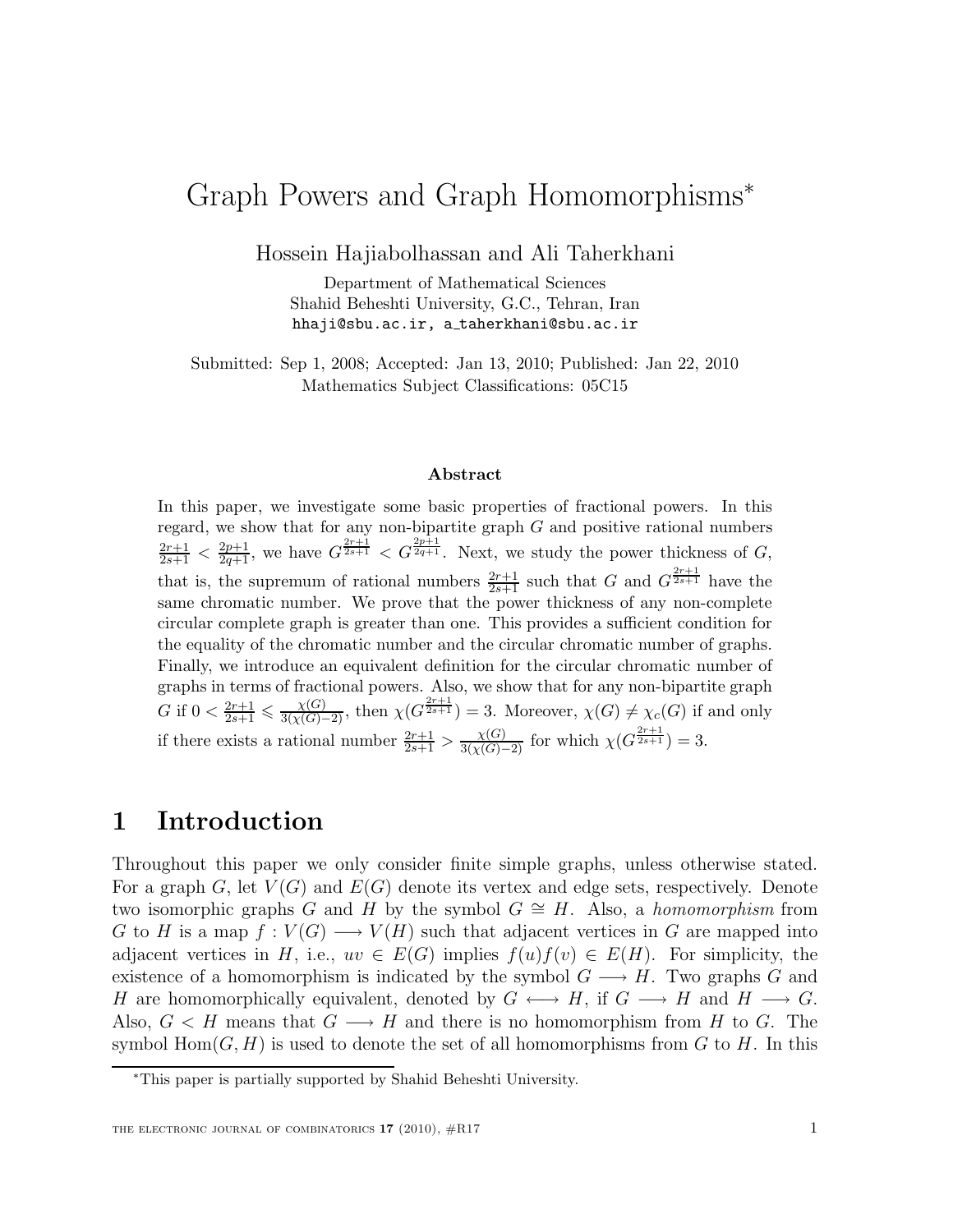# Graph Powers and Graph Homomorphisms*

Hossein Hajiabolhassan and Ali Taherkhani

Department of Mathematical Sciences
Shahid Beheshti University, G.C., Tehran, Iran
hhaji@sbu.ac.ir, a_taherkhani@sbu.ac.ir

Submitted: Sep 1, 2008; Accepted: Jan 13, 2010; Published: Jan 22, 2010
Mathematics Subject Classifications: 05C15

### Abstract

In this paper, we investigate some basic properties of fractional powers. In this regard, we show that for any non-bipartite graph $G$ and positive rational numbers $\frac{2r+1}{2s+1} < \frac{2p+1}{2q+1}$, we have $G^{\frac{2r+1}{2s+1}} < G^{\frac{2p+1}{2q+1}}$. Next, we study the power thickness of $G$, that is, the supremum of rational numbers $\frac{2r+1}{2s+1}$ such that $G$ and $G^{\frac{2r+1}{2s+1}}$ have the same chromatic number. We prove that the power thickness of any non-complete circular complete graph is greater than one. This provides a sufficient condition for the equality of the chromatic number and the circular chromatic number of graphs. Finally, we introduce an equivalent definition for the circular chromatic number of graphs in terms of fractional powers. Also, we show that for any non-bipartite graph $G$ if $0 < \frac{2r+1}{2s+1} \leqslant \frac{\chi(G)}{3(\chi(G)-2)}$, then $\chi(G^{\frac{2r+1}{2s+1}}) = 3$. Moreover, $\chi(G) \neq \chi_c(G)$ if and only if there exists a rational number $\frac{2r+1}{2s+1} > \frac{\chi(G)}{3(\chi(G)-2)}$ for which $\chi(G^{\frac{2r+1}{2s+1}}) = 3$.

## 1 Introduction

Throughout this paper we only consider finite simple graphs, unless otherwise stated. For a graph $G$, let $V(G)$ and $E(G)$ denote its vertex and edge sets, respectively. Denote two isomorphic graphs $G$ and $H$ by the symbol $G \cong H$. Also, a *homomorphism* from $G$ to $H$ is a map $f : V(G) \longrightarrow V(H)$ such that adjacent vertices in $G$ are mapped into adjacent vertices in $H$, i.e., $uv \in E(G)$ implies $f(u)f(v) \in E(H)$. For simplicity, the existence of a homomorphism is indicated by the symbol $G \longrightarrow H$. Two graphs $G$ and $H$ are homomorphically equivalent, denoted by $G \longleftrightarrow H$, if $G \longrightarrow H$ and $H \longrightarrow G$. Also, $G < H$ means that $G \longrightarrow H$ and there is no homomorphism from $H$ to $G$. The symbol $\mathrm{Hom}(G, H)$ is used to denote the set of all homomorphisms from $G$ to $H$. In this

*This paper is partially supported by Shahid Beheshti University.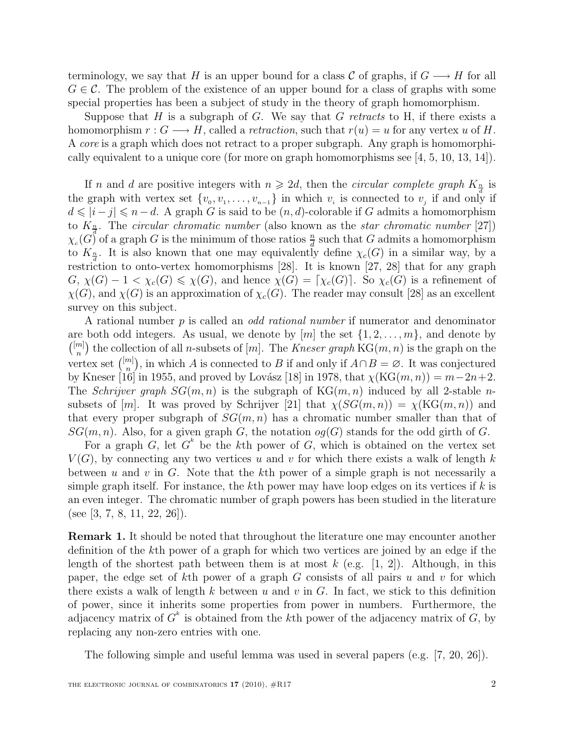terminology, we say that $H$ is an upper bound for a class $\mathcal{C}$ of graphs, if $G \longrightarrow H$ for all $G \in \mathcal{C}$. The problem of the existence of an upper bound for a class of graphs with some special properties has been a subject of study in the theory of graph homomorphism.

Suppose that $H$ is a subgraph of $G$. We say that $G$ *retracts* to H, if there exists a homomorphism $r : G \longrightarrow H$, called a *retraction*, such that $r(u) = u$ for any vertex $u$ of $H$. A *core* is a graph which does not retract to a proper subgraph. Any graph is homomorphically equivalent to a unique core (for more on graph homomorphisms see [4, 5, 10, 13, 14]).

If $n$ and $d$ are positive integers with $n \geqslant 2d$, then the *circular complete graph* $K_{\frac{n}{d}}$ is the graph with vertex set $\{v_0, v_1, \ldots, v_{n-1}\}$ in which $v_i$ is connected to $v_j$ if and only if $d \leqslant |i-j| \leqslant n-d$. A graph $G$ is said to be $(n,d)$-colorable if $G$ admits a homomorphism to $K_{\frac{n}{d}}$. The *circular chromatic number* (also known as the *star chromatic number* [27]) $\chi_c(G)$ of a graph $G$ is the minimum of those ratios $\frac{n}{d}$ such that $G$ admits a homomorphism to $K_{\frac{n}{d}}$. It is also known that one may equivalently define $\chi_c(G)$ in a similar way, by a restriction to onto-vertex homomorphisms [28]. It is known [27, 28] that for any graph $G$, $\chi(G) - 1 < \chi_c(G) \leqslant \chi(G)$, and hence $\chi(G) = \lceil \chi_c(G) \rceil$. So $\chi_c(G)$ is a refinement of $\chi(G)$, and $\chi(G)$ is an approximation of $\chi_c(G)$. The reader may consult [28] as an excellent survey on this subject.

A rational number $p$ is called an *odd rational number* if numerator and denominator are both odd integers. As usual, we denote by $[m]$ the set $\{1, 2, \ldots, m\}$, and denote by $\binom{[m]}{n}$ the collection of all $n$-subsets of $[m]$. The *Kneser graph* $\mathrm{KG}(m,n)$ is the graph on the vertex set $\binom{[m]}{n}$, in which $A$ is connected to $B$ if and only if $A \cap B = \varnothing$. It was conjectured by Kneser [16] in 1955, and proved by Lovász [18] in 1978, that $\chi(\mathrm{KG}(m,n)) = m-2n+2$. The *Schrijver graph* $SG(m,n)$ is the subgraph of $\mathrm{KG}(m,n)$ induced by all 2-stable $n$-subsets of $[m]$. It was proved by Schrijver [21] that $\chi(SG(m,n)) = \chi(\mathrm{KG}(m,n))$ and that every proper subgraph of $SG(m,n)$ has a chromatic number smaller than that of $SG(m,n)$. Also, for a given graph $G$, the notation $og(G)$ stands for the odd girth of $G$.

For a graph $G$, let $G^k$ be the $k$th power of $G$, which is obtained on the vertex set $V(G)$, by connecting any two vertices $u$ and $v$ for which there exists a walk of length $k$ between $u$ and $v$ in $G$. Note that the $k$th power of a simple graph is not necessarily a simple graph itself. For instance, the $k$th power may have loop edges on its vertices if $k$ is an even integer. The chromatic number of graph powers has been studied in the literature (see [3, 7, 8, 11, 22, 26]).

**Remark 1.** It should be noted that throughout the literature one may encounter another definition of the $k$th power of a graph for which two vertices are joined by an edge if the length of the shortest path between them is at most $k$ (e.g. [1, 2]). Although, in this paper, the edge set of $k$th power of a graph $G$ consists of all pairs $u$ and $v$ for which there exists a walk of length $k$ between $u$ and $v$ in $G$. In fact, we stick to this definition of power, since it inherits some properties from power in numbers. Furthermore, the adjacency matrix of $G^k$ is obtained from the $k$th power of the adjacency matrix of $G$, by replacing any non-zero entries with one.

The following simple and useful lemma was used in several papers (e.g. [7, 20, 26]).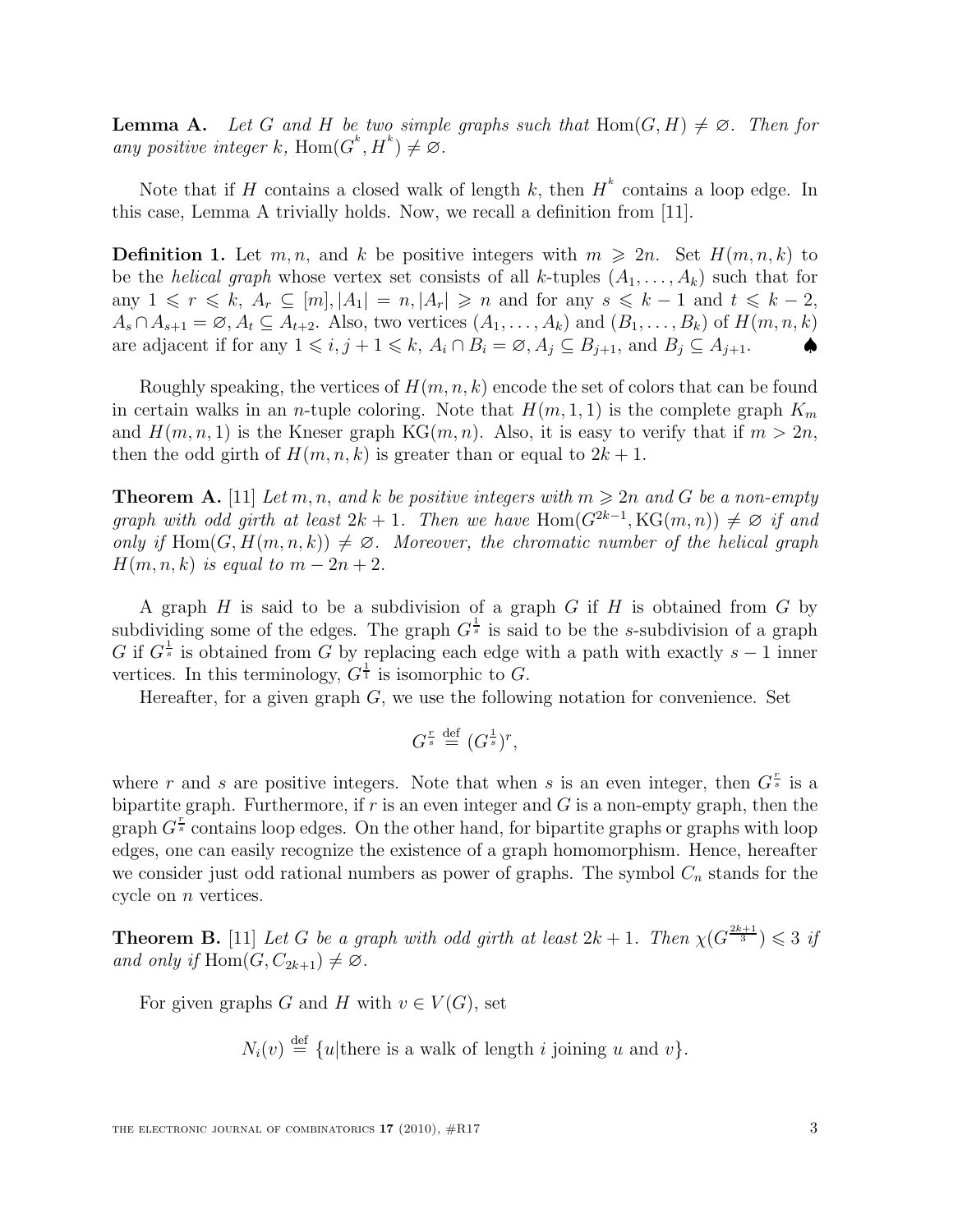**Lemma A.** *Let $G$ and $H$ be two simple graphs such that $\mathrm{Hom}(G, H) \neq \varnothing$. Then for any positive integer $k$, $\mathrm{Hom}(G^{k}, H^{k}) \neq \varnothing$.*

Note that if $H$ contains a closed walk of length $k$, then $H^{k}$ contains a loop edge. In this case, Lemma A trivially holds. Now, we recall a definition from [11].

**Definition 1.** Let $m, n$, and $k$ be positive integers with $m \geqslant 2n$. Set $H(m, n, k)$ to be the *helical graph* whose vertex set consists of all $k$-tuples $(A_1, \ldots, A_k)$ such that for any $1 \leqslant r \leqslant k$, $A_r \subseteq [m], |A_1| = n, |A_r| \geqslant n$ and for any $s \leqslant k-1$ and $t \leqslant k-2$, $A_s \cap A_{s+1} = \varnothing, A_t \subseteq A_{t+2}$. Also, two vertices $(A_1, \ldots, A_k)$ and $(B_1, \ldots, B_k)$ of $H(m, n, k)$ are adjacent if for any $1 \leqslant i, j+1 \leqslant k$, $A_i \cap B_i = \varnothing, A_j \subseteq B_{j+1}$, and $B_j \subseteq A_{j+1}$. ♠

Roughly speaking, the vertices of $H(m, n, k)$ encode the set of colors that can be found in certain walks in an $n$-tuple coloring. Note that $H(m, 1, 1)$ is the complete graph $K_m$ and $H(m, n, 1)$ is the Kneser graph $\mathrm{KG}(m, n)$. Also, it is easy to verify that if $m > 2n$, then the odd girth of $H(m, n, k)$ is greater than or equal to $2k + 1$.

**Theorem A.** [11] *Let $m, n$, and $k$ be positive integers with $m \geqslant 2n$ and $G$ be a non-empty graph with odd girth at least $2k + 1$. Then we have $\mathrm{Hom}(G^{2k-1}, \mathrm{KG}(m, n)) \neq \varnothing$ if and only if $\mathrm{Hom}(G, H(m, n, k)) \neq \varnothing$. Moreover, the chromatic number of the helical graph $H(m, n, k)$ is equal to $m - 2n + 2$.*

A graph $H$ is said to be a subdivision of a graph $G$ if $H$ is obtained from $G$ by subdividing some of the edges. The graph $G^{\frac{1}{s}}$ is said to be the $s$-subdivision of a graph $G$ if $G^{\frac{1}{s}}$ is obtained from $G$ by replacing each edge with a path with exactly $s - 1$ inner vertices. In this terminology, $G^{\frac{1}{1}}$ is isomorphic to $G$.

Hereafter, for a given graph $G$, we use the following notation for convenience. Set

$$G^{\frac{r}{s}} \stackrel{\text{def}}{=} (G^{\frac{1}{s}})^r,$$

where $r$ and $s$ are positive integers. Note that when $s$ is an even integer, then $G^{\frac{r}{s}}$ is a bipartite graph. Furthermore, if $r$ is an even integer and $G$ is a non-empty graph, then the graph $G^{\frac{r}{s}}$ contains loop edges. On the other hand, for bipartite graphs or graphs with loop edges, one can easily recognize the existence of a graph homomorphism. Hence, hereafter we consider just odd rational numbers as power of graphs. The symbol $C_n$ stands for the cycle on $n$ vertices.

**Theorem B.** [11] *Let $G$ be a graph with odd girth at least $2k + 1$. Then $\chi(G^{\frac{2k+1}{3}}) \leqslant 3$ if and only if $\mathrm{Hom}(G, C_{2k+1}) \neq \varnothing$.*

For given graphs $G$ and $H$ with $v \in V(G)$, set

$$N_i(v) \stackrel{\text{def}}{=} \{u | \text{there is a walk of length } i \text{ joining } u \text{ and } v\}.$$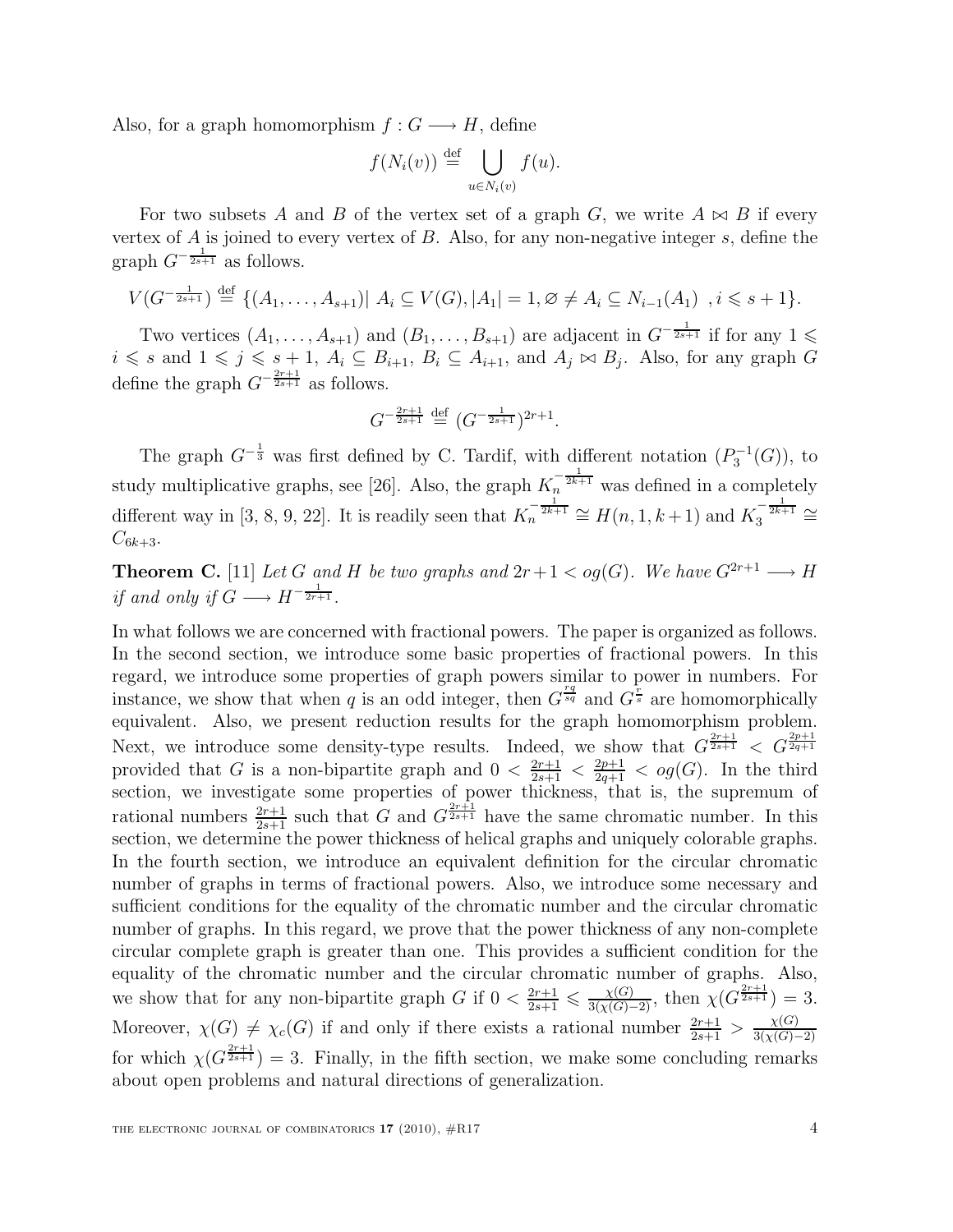Also, for a graph homomorphism $f : G \longrightarrow H$, define

$$f(N_i(v)) \stackrel{\text{def}}{=} \bigcup_{u \in N_i(v)} f(u).$$

For two subsets $A$ and $B$ of the vertex set of a graph $G$, we write $A \bowtie B$ if every vertex of $A$ is joined to every vertex of $B$. Also, for any non-negative integer $s$, define the graph $G^{-\frac{1}{2s+1}}$ as follows.

$$V(G^{-\frac{1}{2s+1}}) \stackrel{\text{def}}{=} \{(A_1, \ldots, A_{s+1}) |\ A_i \subseteq V(G), |A_1| = 1, \varnothing \neq A_i \subseteq N_{i-1}(A_1)\ \ , i \leqslant s+1\}.$$

Two vertices $(A_1, \ldots, A_{s+1})$ and $(B_1, \ldots, B_{s+1})$ are adjacent in $G^{-\frac{1}{2s+1}}$ if for any $1 \leqslant i \leqslant s$ and $1 \leqslant j \leqslant s+1$, $A_i \subseteq B_{i+1}$, $B_i \subseteq A_{i+1}$, and $A_j \bowtie B_j$. Also, for any graph $G$ define the graph $G^{-\frac{2r+1}{2s+1}}$ as follows.

$$G^{-\frac{2r+1}{2s+1}} \stackrel{\text{def}}{=} (G^{-\frac{1}{2s+1}})^{2r+1}.$$

The graph $G^{-\frac{1}{3}}$ was first defined by C. Tardif, with different notation ($P_3^{-1}(G)$), to study multiplicative graphs, see [26]. Also, the graph $K_n^{-\frac{1}{2k+1}}$ was defined in a completely different way in [3, 8, 9, 22]. It is readily seen that $K_n^{-\frac{1}{2k+1}} \cong H(n, 1, k+1)$ and $K_3^{-\frac{1}{2k+1}} \cong C_{6k+3}$.

**Theorem C.** [11] *Let $G$ and $H$ be two graphs and $2r+1 < og(G)$. We have $G^{2r+1} \longrightarrow H$ if and only if $G \longrightarrow H^{-\frac{1}{2r+1}}$.*

In what follows we are concerned with fractional powers. The paper is organized as follows. In the second section, we introduce some basic properties of fractional powers. In this regard, we introduce some properties of graph powers similar to power in numbers. For instance, we show that when $q$ is an odd integer, then $G^{\frac{rq}{sq}}$ and $G^{\frac{r}{s}}$ are homomorphically equivalent. Also, we present reduction results for the graph homomorphism problem. Next, we introduce some density-type results. Indeed, we show that $G^{\frac{2r+1}{2s+1}} < G^{\frac{2p+1}{2q+1}}$ provided that $G$ is a non-bipartite graph and $0 < \frac{2r+1}{2s+1} < \frac{2p+1}{2q+1} < og(G)$. In the third section, we investigate some properties of power thickness, that is, the supremum of rational numbers $\frac{2r+1}{2s+1}$ such that $G$ and $G^{\frac{2r+1}{2s+1}}$ have the same chromatic number. In this section, we determine the power thickness of helical graphs and uniquely colorable graphs. In the fourth section, we introduce an equivalent definition for the circular chromatic number of graphs in terms of fractional powers. Also, we introduce some necessary and sufficient conditions for the equality of the chromatic number and the circular chromatic number of graphs. In this regard, we prove that the power thickness of any non-complete circular complete graph is greater than one. This provides a sufficient condition for the equality of the chromatic number and the circular chromatic number of graphs. Also, we show that for any non-bipartite graph $G$ if $0 < \frac{2r+1}{2s+1} \leqslant \frac{\chi(G)}{3(\chi(G)-2)}$, then $\chi(G^{\frac{2r+1}{2s+1}}) = 3$. Moreover, $\chi(G) \neq \chi_c(G)$ if and only if there exists a rational number $\frac{2r+1}{2s+1} > \frac{\chi(G)}{3(\chi(G)-2)}$ for which $\chi(G^{\frac{2r+1}{2s+1}}) = 3$. Finally, in the fifth section, we make some concluding remarks about open problems and natural directions of generalization.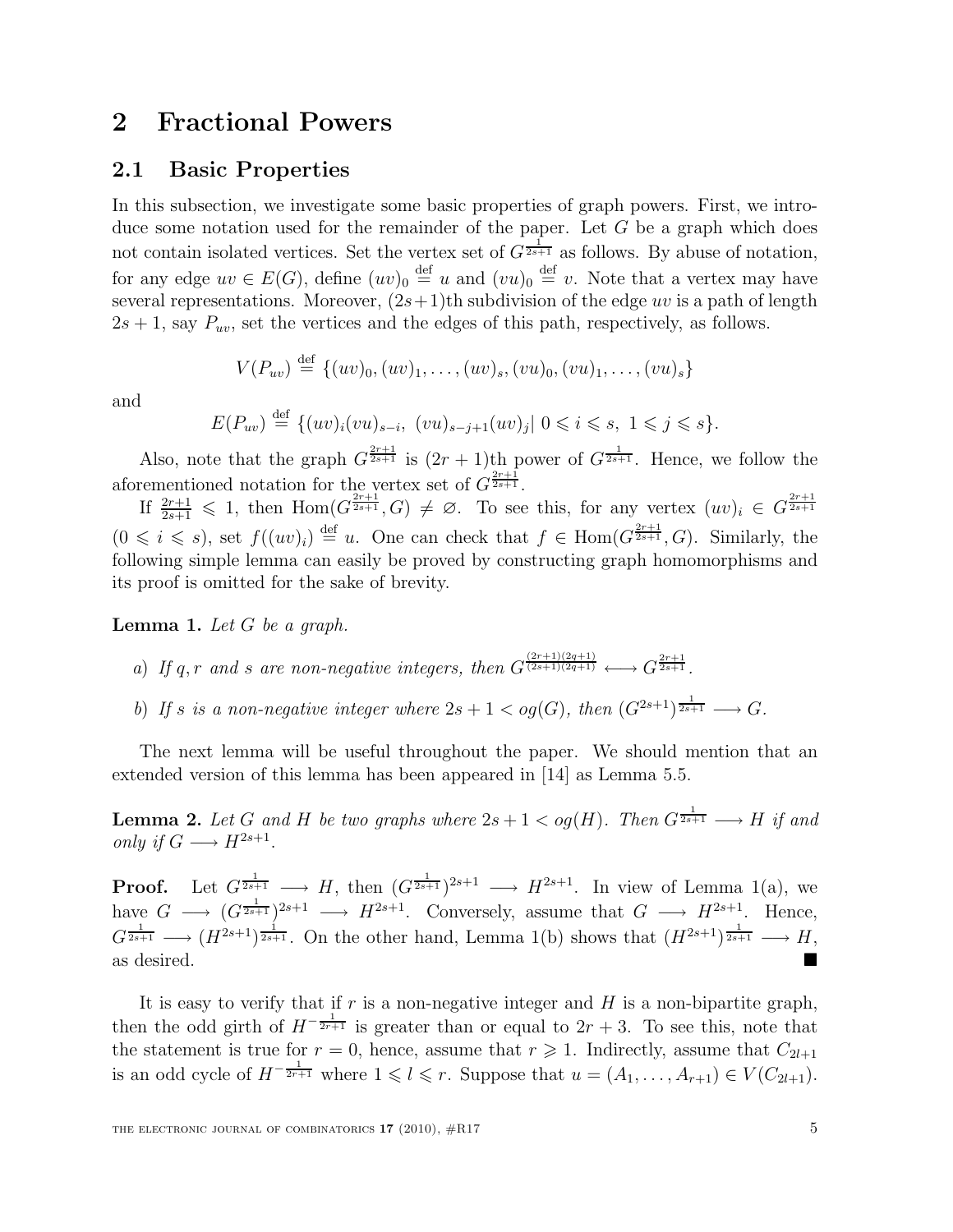# 2 Fractional Powers

## 2.1 Basic Properties

In this subsection, we investigate some basic properties of graph powers. First, we introduce some notation used for the remainder of the paper. Let $G$ be a graph which does not contain isolated vertices. Set the vertex set of $G^{\frac{1}{2s+1}}$ as follows. By abuse of notation, for any edge $uv \in E(G)$, define $(uv)_0 \stackrel{\text{def}}{=} u$ and $(vu)_0 \stackrel{\text{def}}{=} v$. Note that a vertex may have several representations. Moreover, $(2s+1)$th subdivision of the edge $uv$ is a path of length $2s+1$, say $P_{uv}$, set the vertices and the edges of this path, respectively, as follows.

$$V(P_{uv}) \stackrel{\text{def}}{=} \{(uv)_0, (uv)_1, \ldots, (uv)_s, (vu)_0, (vu)_1, \ldots, (vu)_s\}$$

and

$$E(P_{uv}) \stackrel{\text{def}}{=} \{(uv)_i(vu)_{s-i},\ (vu)_{s-j+1}(uv)_j |\ 0 \leqslant i \leqslant s,\ 1 \leqslant j \leqslant s\}.$$

Also, note that the graph $G^{\frac{2r+1}{2s+1}}$ is $(2r+1)$th power of $G^{\frac{1}{2s+1}}$. Hence, we follow the aforementioned notation for the vertex set of $G^{\frac{2r+1}{2s+1}}$.

If $\frac{2r+1}{2s+1} \leqslant 1$, then $\mathrm{Hom}(G^{\frac{2r+1}{2s+1}}, G) \neq \varnothing$. To see this, for any vertex $(uv)_i \in G^{\frac{2r+1}{2s+1}}$ $(0 \leqslant i \leqslant s)$, set $f((uv)_i) \stackrel{\text{def}}{=} u$. One can check that $f \in \mathrm{Hom}(G^{\frac{2r+1}{2s+1}}, G)$. Similarly, the following simple lemma can easily be proved by constructing graph homomorphisms and its proof is omitted for the sake of brevity.

**Lemma 1.** *Let $G$ be a graph.*

*a) If $q, r$ and $s$ are non-negative integers, then $G^{\frac{(2r+1)(2q+1)}{(2s+1)(2q+1)}} \longleftrightarrow G^{\frac{2r+1}{2s+1}}$.*

*b) If $s$ is a non-negative integer where $2s+1 < og(G)$, then $(G^{2s+1})^{\frac{1}{2s+1}} \longrightarrow G$.*

The next lemma will be useful throughout the paper. We should mention that an extended version of this lemma has been appeared in [14] as Lemma 5.5.

**Lemma 2.** *Let $G$ and $H$ be two graphs where $2s+1 < og(H)$. Then $G^{\frac{1}{2s+1}} \longrightarrow H$ if and only if $G \longrightarrow H^{2s+1}$.*

**Proof.** Let $G^{\frac{1}{2s+1}} \longrightarrow H$, then $(G^{\frac{1}{2s+1}})^{2s+1} \longrightarrow H^{2s+1}$. In view of Lemma 1(a), we have $G \longrightarrow (G^{\frac{1}{2s+1}})^{2s+1} \longrightarrow H^{2s+1}$. Conversely, assume that $G \longrightarrow H^{2s+1}$. Hence, $G^{\frac{1}{2s+1}} \longrightarrow (H^{2s+1})^{\frac{1}{2s+1}}$. On the other hand, Lemma 1(b) shows that $(H^{2s+1})^{\frac{1}{2s+1}} \longrightarrow H$, as desired. ■

It is easy to verify that if $r$ is a non-negative integer and $H$ is a non-bipartite graph, then the odd girth of $H^{-\frac{1}{2r+1}}$ is greater than or equal to $2r+3$. To see this, note that the statement is true for $r = 0$, hence, assume that $r \geqslant 1$. Indirectly, assume that $C_{2l+1}$ is an odd cycle of $H^{-\frac{1}{2r+1}}$ where $1 \leqslant l \leqslant r$. Suppose that $u = (A_1, \ldots, A_{r+1}) \in V(C_{2l+1})$.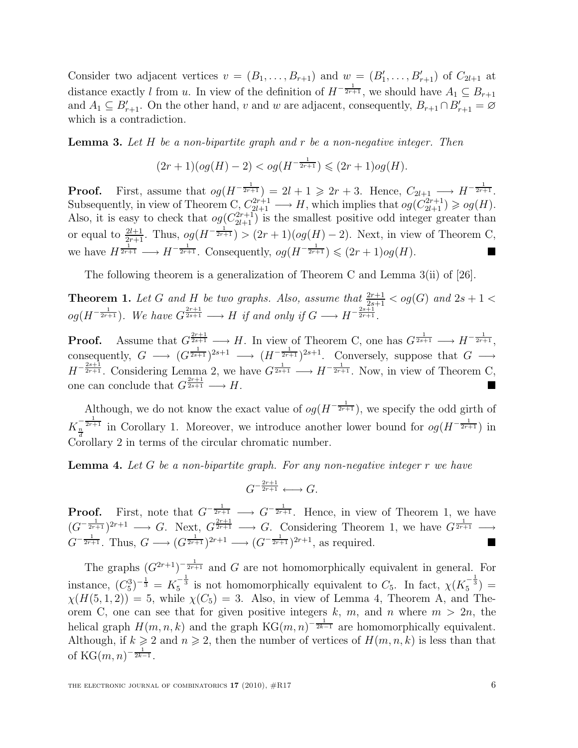Consider two adjacent vertices $v = (B_1, \ldots, B_{r+1})$ and $w = (B'_1, \ldots, B'_{r+1})$ of $C_{2l+1}$ at distance exactly $l$ from $u$. In view of the definition of $H^{-\frac{1}{2r+1}}$, we should have $A_1 \subseteq B_{r+1}$ and $A_1 \subseteq B'_{r+1}$. On the other hand, $v$ and $w$ are adjacent, consequently, $B_{r+1} \cap B'_{r+1} = \varnothing$ which is a contradiction.

**Lemma 3.** *Let $H$ be a non-bipartite graph and $r$ be a non-negative integer. Then*

$$(2r+1)(og(H)-2) < og(H^{-\frac{1}{2r+1}}) \leqslant (2r+1)og(H).$$

**Proof.** First, assume that $og(H^{-\frac{1}{2r+1}}) = 2l+1 \geqslant 2r+3$. Hence, $C_{2l+1} \longrightarrow H^{-\frac{1}{2r+1}}$. Subsequently, in view of Theorem C, $C_{2l+1}^{2r+1} \longrightarrow H$, which implies that $og(C_{2l+1}^{2r+1}) \geqslant og(H)$. Also, it is easy to check that $og(C_{2l+1}^{2r+1})$ is the smallest positive odd integer greater than or equal to $\frac{2l+1}{2r+1}$. Thus, $og(H^{-\frac{1}{2r+1}}) > (2r+1)(og(H)-2)$. Next, in view of Theorem C, we have $H^{\frac{1}{2r+1}} \longrightarrow H^{-\frac{1}{2r+1}}$. Consequently, $og(H^{-\frac{1}{2r+1}}) \leqslant (2r+1)og(H)$. ■

The following theorem is a generalization of Theorem C and Lemma 3(ii) of [26].

**Theorem 1.** *Let $G$ and $H$ be two graphs. Also, assume that $\frac{2r+1}{2s+1} < og(G)$ and $2s+1 < og(H^{-\frac{1}{2r+1}})$. We have $G^{\frac{2r+1}{2s+1}} \longrightarrow H$ if and only if $G \longrightarrow H^{-\frac{2s+1}{2r+1}}$.*

**Proof.** Assume that $G^{\frac{2r+1}{2s+1}} \longrightarrow H$. In view of Theorem C, one has $G^{\frac{1}{2s+1}} \longrightarrow H^{-\frac{1}{2r+1}}$, consequently, $G \longrightarrow (G^{\frac{1}{2s+1}})^{2s+1} \longrightarrow (H^{-\frac{1}{2r+1}})^{2s+1}$. Conversely, suppose that $G \longrightarrow H^{-\frac{2s+1}{2r+1}}$. Considering Lemma 2, we have $G^{\frac{1}{2s+1}} \longrightarrow H^{-\frac{1}{2r+1}}$. Now, in view of Theorem C, one can conclude that $G^{\frac{2r+1}{2s+1}} \longrightarrow H$. ■

Although, we do not know the exact value of $og(H^{-\frac{1}{2r+1}})$, we specify the odd girth of $K_{\frac{n}{d}}^{-\frac{1}{2r+1}}$ in Corollary 1. Moreover, we introduce another lower bound for $og(H^{-\frac{1}{2r+1}})$ in Corollary 2 in terms of the circular chromatic number.

**Lemma 4.** *Let $G$ be a non-bipartite graph. For any non-negative integer $r$ we have*

$$G^{-\frac{2r+1}{2r+1}} \longleftrightarrow G.$$

**Proof.** First, note that $G^{-\frac{1}{2r+1}} \longrightarrow G^{-\frac{1}{2r+1}}$. Hence, in view of Theorem 1, we have $(G^{-\frac{1}{2r+1}})^{2r+1} \longrightarrow G$. Next, $G^{\frac{2r+1}{2r+1}} \longrightarrow G$. Considering Theorem 1, we have $G^{\frac{1}{2r+1}} \longrightarrow G^{-\frac{1}{2r+1}}$. Thus, $G \longrightarrow (G^{\frac{1}{2r+1}})^{2r+1} \longrightarrow (G^{-\frac{1}{2r+1}})^{2r+1}$, as required. ■

The graphs $(G^{2r+1})^{-\frac{1}{2r+1}}$ and $G$ are not homomorphically equivalent in general. For instance, $(C_5^3)^{-\frac{1}{3}} = K_5^{-\frac{1}{3}}$ is not homomorphically equivalent to $C_5$. In fact, $\chi(K_5^{-\frac{1}{3}}) = \chi(H(5,1,2)) = 5$, while $\chi(C_5) = 3$. Also, in view of Lemma 4, Theorem A, and Theorem C, one can see that for given positive integers $k$, $m$, and $n$ where $m > 2n$, the helical graph $H(m,n,k)$ and the graph $\mathrm{KG}(m,n)^{-\frac{1}{2k-1}}$ are homomorphically equivalent. Although, if $k \geqslant 2$ and $n \geqslant 2$, then the number of vertices of $H(m,n,k)$ is less than that of $\mathrm{KG}(m,n)^{-\frac{1}{2k-1}}$.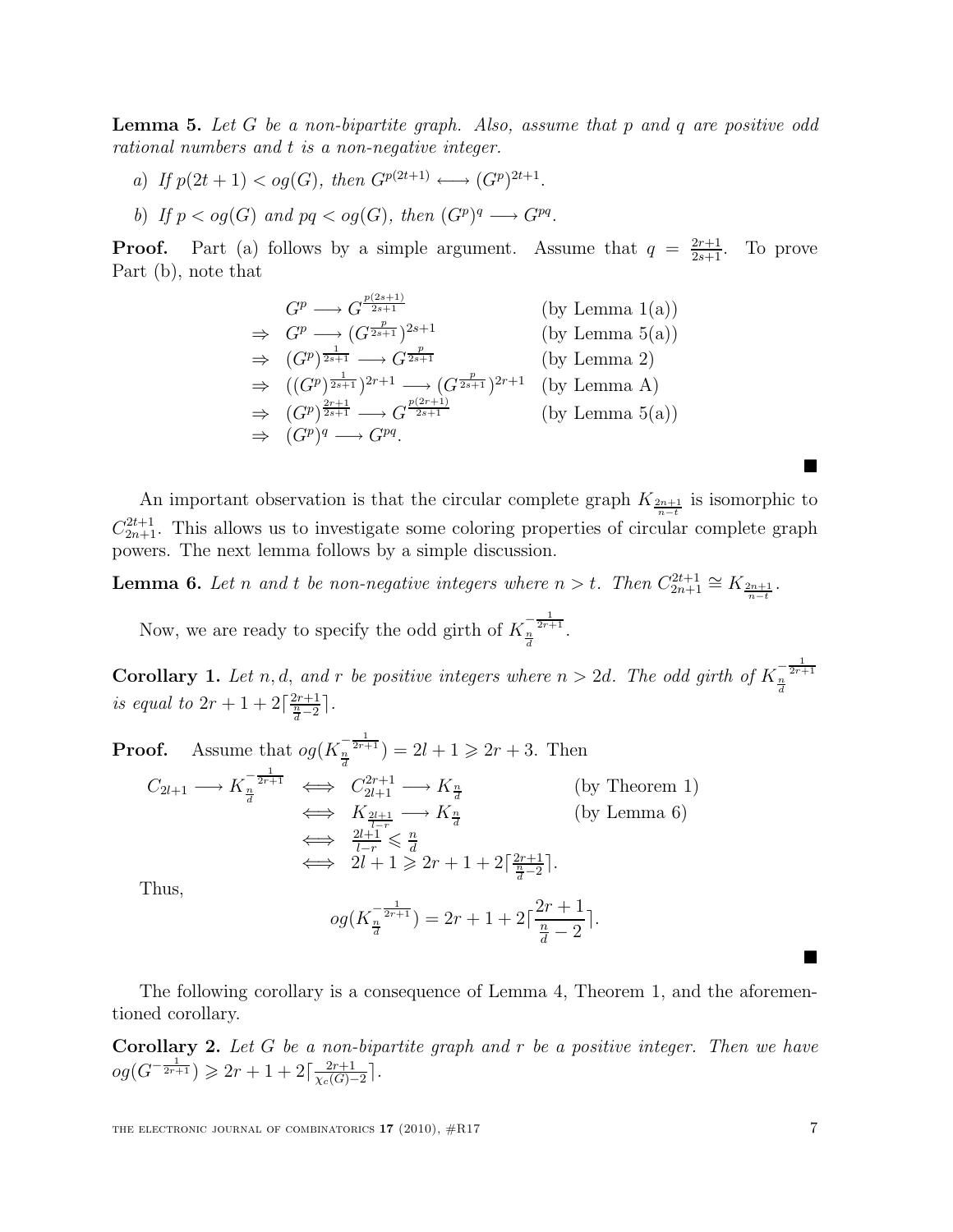**Lemma 5.** *Let $G$ be a non-bipartite graph. Also, assume that $p$ and $q$ are positive odd rational numbers and $t$ is a non-negative integer.*

*a) If $p(2t+1) < og(G)$, then $G^{p(2t+1)} \longleftrightarrow (G^p)^{2t+1}$.*

*b) If $p < og(G)$ and $pq < og(G)$, then $(G^p)^q \longrightarrow G^{pq}$.*

**Proof.** Part (a) follows by a simple argument. Assume that $q = \frac{2r+1}{2s+1}$. To prove Part (b), note that

$$
\begin{array}{lll}
 & G^p \longrightarrow G^{\frac{p(2s+1)}{2s+1}} & \text{(by Lemma 1(a))} \\
\Rightarrow & G^p \longrightarrow (G^{\frac{p}{2s+1}})^{2s+1} & \text{(by Lemma 5(a))} \\
\Rightarrow & (G^p)^{\frac{1}{2s+1}} \longrightarrow G^{\frac{p}{2s+1}} & \text{(by Lemma 2)} \\
\Rightarrow & ((G^p)^{\frac{1}{2s+1}})^{2r+1} \longrightarrow (G^{\frac{p}{2s+1}})^{2r+1} & \text{(by Lemma A)} \\
\Rightarrow & (G^p)^{\frac{2r+1}{2s+1}} \longrightarrow G^{\frac{p(2r+1)}{2s+1}} & \text{(by Lemma 5(a))} \\
\Rightarrow & (G^p)^q \longrightarrow G^{pq}. &
\end{array}
$$

■

An important observation is that the circular complete graph $K_{\frac{2n+1}{n-t}}$ is isomorphic to $C_{2n+1}^{2t+1}$. This allows us to investigate some coloring properties of circular complete graph powers. The next lemma follows by a simple discussion.

**Lemma 6.** *Let $n$ and $t$ be non-negative integers where $n > t$. Then $C_{2n+1}^{2t+1} \cong K_{\frac{2n+1}{n-t}}$.*

Now, we are ready to specify the odd girth of $K_{\frac{n}{d}}^{-\frac{1}{2r+1}}$.

**Corollary 1.** *Let $n, d,$ and $r$ be positive integers where $n > 2d$. The odd girth of $K_{\frac{n}{d}}^{-\frac{1}{2r+1}}$ is equal to $2r+1+2\lceil\frac{2r+1}{\frac{n}{d}-2}\rceil$.*

**Proof.** Assume that $og(K_{\frac{n}{d}}^{-\frac{1}{2r+1}}) = 2l+1 \geqslant 2r+3$. Then

$$
\begin{array}{llll}
C_{2l+1} \longrightarrow K_{\frac{n}{d}}^{-\frac{1}{2r+1}} & \Longleftrightarrow & C_{2l+1}^{2r+1} \longrightarrow K_{\frac{n}{d}} & \text{(by Theorem 1)} \\
 & \Longleftrightarrow & K_{\frac{2l+1}{l-r}} \longrightarrow K_{\frac{n}{d}} & \text{(by Lemma 6)} \\
 & \Longleftrightarrow & \frac{2l+1}{l-r} \leqslant \frac{n}{d} & \\
 & \Longleftrightarrow & 2l+1 \geqslant 2r+1+2\lceil\frac{2r+1}{\frac{n}{d}-2}\rceil. &
\end{array}
$$

Thus,

$$og(K_{\frac{n}{d}}^{-\frac{1}{2r+1}}) = 2r+1+2\lceil\frac{2r+1}{\frac{n}{d}-2}\rceil.$$

■

The following corollary is a consequence of Lemma 4, Theorem 1, and the aforementioned corollary.

**Corollary 2.** *Let $G$ be a non-bipartite graph and $r$ be a positive integer. Then we have $og(G^{-\frac{1}{2r+1}}) \geqslant 2r+1+2\lceil\frac{2r+1}{\chi_c(G)-2}\rceil$.*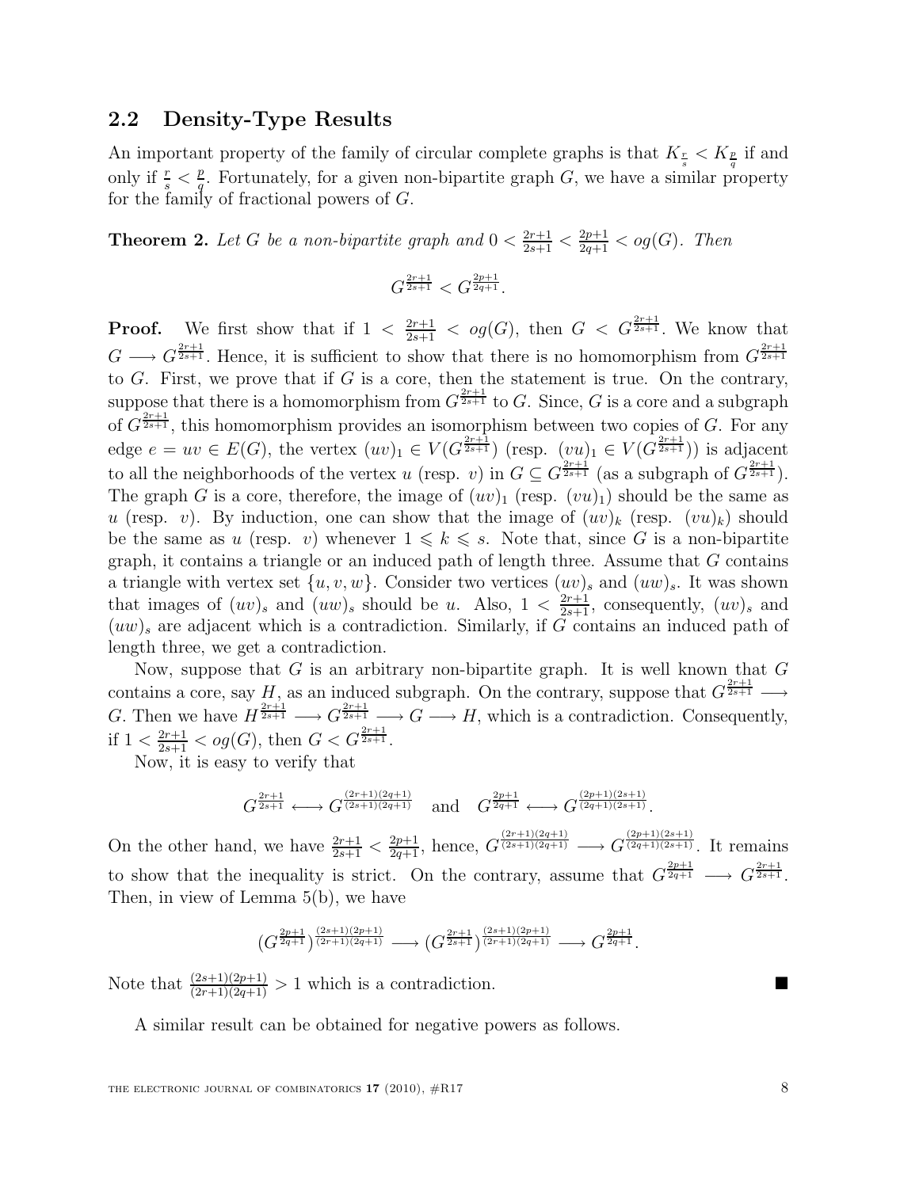### 2.2 Density-Type Results

An important property of the family of circular complete graphs is that $K_{\frac{r}{s}} < K_{\frac{p}{q}}$ if and only if $\frac{r}{s} < \frac{p}{q}$. Fortunately, for a given non-bipartite graph $G$, we have a similar property for the family of fractional powers of $G$.

**Theorem 2.** *Let $G$ be a non-bipartite graph and $0 < \frac{2r+1}{2s+1} < \frac{2p+1}{2q+1} < og(G)$. Then*

$$G^{\frac{2r+1}{2s+1}} < G^{\frac{2p+1}{2q+1}}.$$

**Proof.** We first show that if $1 < \frac{2r+1}{2s+1} < og(G)$, then $G < G^{\frac{2r+1}{2s+1}}$. We know that $G \longrightarrow G^{\frac{2r+1}{2s+1}}$. Hence, it is sufficient to show that there is no homomorphism from $G^{\frac{2r+1}{2s+1}}$ to $G$. First, we prove that if $G$ is a core, then the statement is true. On the contrary, suppose that there is a homomorphism from $G^{\frac{2r+1}{2s+1}}$ to $G$. Since, $G$ is a core and a subgraph of $G^{\frac{2r+1}{2s+1}}$, this homomorphism provides an isomorphism between two copies of $G$. For any edge $e = uv \in E(G)$, the vertex $(uv)_1 \in V(G^{\frac{2r+1}{2s+1}})$ (resp. $(vu)_1 \in V(G^{\frac{2r+1}{2s+1}})$) is adjacent to all the neighborhoods of the vertex $u$ (resp. $v$) in $G \subseteq G^{\frac{2r+1}{2s+1}}$ (as a subgraph of $G^{\frac{2r+1}{2s+1}}$). The graph $G$ is a core, therefore, the image of $(uv)_1$ (resp. $(vu)_1$) should be the same as $u$ (resp. $v$). By induction, one can show that the image of $(uv)_k$ (resp. $(vu)_k$) should be the same as $u$ (resp. $v$) whenever $1 \leqslant k \leqslant s$. Note that, since $G$ is a non-bipartite graph, it contains a triangle or an induced path of length three. Assume that $G$ contains a triangle with vertex set $\{u, v, w\}$. Consider two vertices $(uv)_s$ and $(uw)_s$. It was shown that images of $(uv)_s$ and $(uw)_s$ should be $u$. Also, $1 < \frac{2r+1}{2s+1}$, consequently, $(uv)_s$ and $(uw)_s$ are adjacent which is a contradiction. Similarly, if $G$ contains an induced path of length three, we get a contradiction.

Now, suppose that $G$ is an arbitrary non-bipartite graph. It is well known that $G$ contains a core, say $H$, as an induced subgraph. On the contrary, suppose that $G^{\frac{2r+1}{2s+1}} \longrightarrow G$. Then we have $H^{\frac{2r+1}{2s+1}} \longrightarrow G^{\frac{2r+1}{2s+1}} \longrightarrow G \longrightarrow H$, which is a contradiction. Consequently, if $1 < \frac{2r+1}{2s+1} < og(G)$, then $G < G^{\frac{2r+1}{2s+1}}$.

Now, it is easy to verify that

$$G^{\frac{2r+1}{2s+1}} \longleftrightarrow G^{\frac{(2r+1)(2q+1)}{(2s+1)(2q+1)}} \quad \text{and} \quad G^{\frac{2p+1}{2q+1}} \longleftrightarrow G^{\frac{(2p+1)(2s+1)}{(2q+1)(2s+1)}}.$$

On the other hand, we have $\frac{2r+1}{2s+1} < \frac{2p+1}{2q+1}$, hence, $G^{\frac{(2r+1)(2q+1)}{(2s+1)(2q+1)}} \longrightarrow G^{\frac{(2p+1)(2s+1)}{(2q+1)(2s+1)}}$. It remains to show that the inequality is strict. On the contrary, assume that $G^{\frac{2p+1}{2q+1}} \longrightarrow G^{\frac{2r+1}{2s+1}}$. Then, in view of Lemma 5(b), we have

$$(G^{\frac{2p+1}{2q+1}})^{\frac{(2s+1)(2p+1)}{(2r+1)(2q+1)}} \longrightarrow (G^{\frac{2r+1}{2s+1}})^{\frac{(2s+1)(2p+1)}{(2r+1)(2q+1)}} \longrightarrow G^{\frac{2p+1}{2q+1}}.$$

Note that $\frac{(2s+1)(2p+1)}{(2r+1)(2q+1)} > 1$ which is a contradiction. ∎

A similar result can be obtained for negative powers as follows.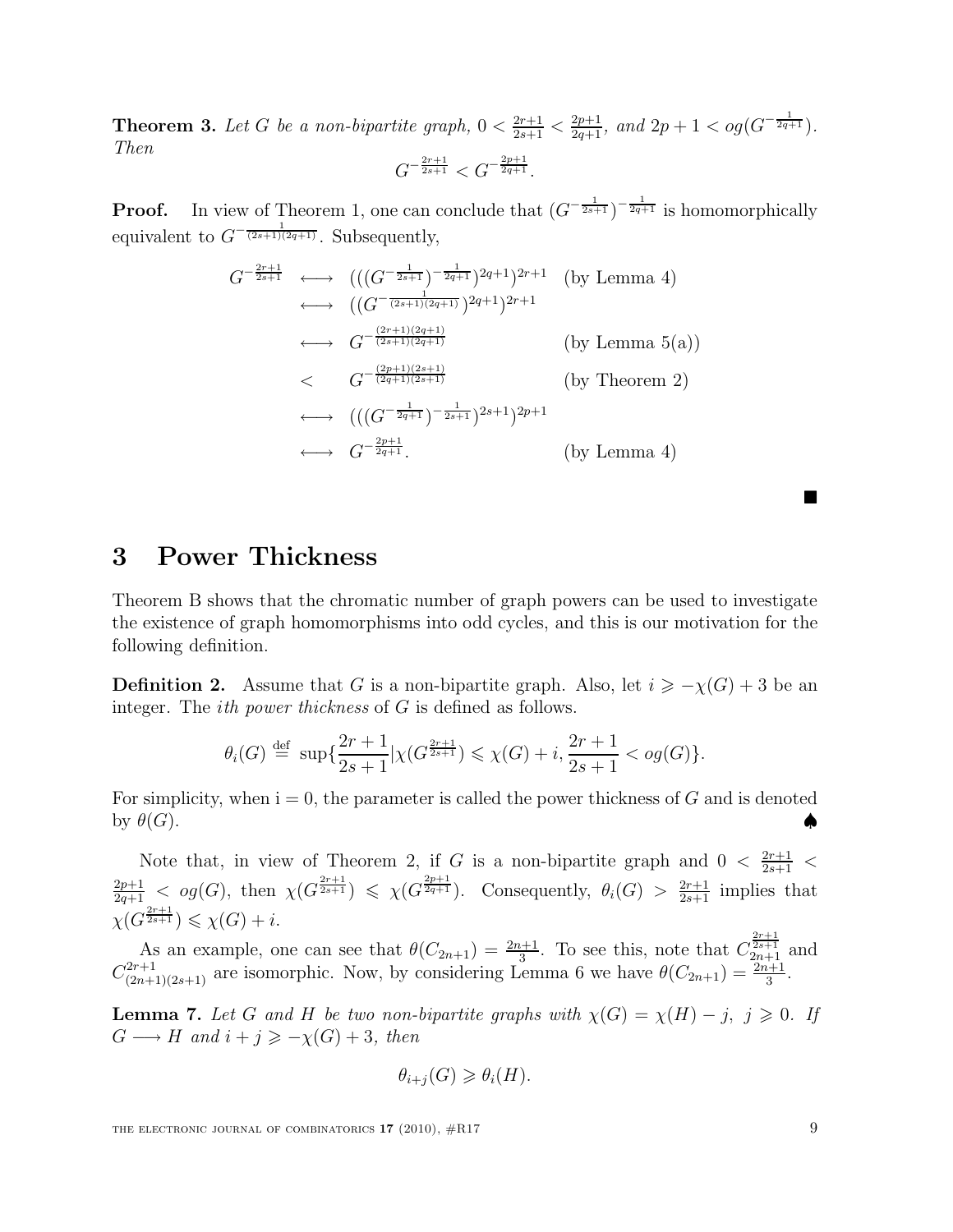**Theorem 3.** *Let $G$ be a non-bipartite graph, $0 < \frac{2r+1}{2s+1} < \frac{2p+1}{2q+1}$, and $2p+1 < og(G^{-\frac{1}{2q+1}})$. Then*

$$G^{-\frac{2r+1}{2s+1}} < G^{-\frac{2p+1}{2q+1}}.$$

**Proof.** In view of Theorem 1, one can conclude that $(G^{-\frac{1}{2s+1}})^{-\frac{1}{2q+1}}$ is homomorphically equivalent to $G^{-\frac{1}{(2s+1)(2q+1)}}$. Subsequently,

$$\begin{array}{lll}
G^{-\frac{2r+1}{2s+1}} & \longleftrightarrow & (((G^{-\frac{1}{2s+1}})^{-\frac{1}{2q+1}})^{2q+1})^{2r+1} \quad \text{(by Lemma 4)} \\
& \longleftrightarrow & ((G^{-\frac{1}{(2s+1)(2q+1)}})^{2q+1})^{2r+1} \\
& \longleftrightarrow & G^{-\frac{(2r+1)(2q+1)}{(2s+1)(2q+1)}} \quad \text{(by Lemma 5(a))} \\
& < & G^{-\frac{(2p+1)(2s+1)}{(2q+1)(2s+1)}} \quad \text{(by Theorem 2)} \\
& \longleftrightarrow & (((G^{-\frac{1}{2q+1}})^{-\frac{1}{2s+1}})^{2s+1})^{2p+1} \\
& \longleftrightarrow & G^{-\frac{2p+1}{2q+1}}. \quad \text{(by Lemma 4)}
\end{array}$$

■

## 3 Power Thickness

Theorem B shows that the chromatic number of graph powers can be used to investigate the existence of graph homomorphisms into odd cycles, and this is our motivation for the following definition.

**Definition 2.** Assume that $G$ is a non-bipartite graph. Also, let $i \geqslant -\chi(G)+3$ be an integer. The *ith power thickness* of $G$ is defined as follows.

$$\theta_i(G) \stackrel{\text{def}}{=} \sup\{\frac{2r+1}{2s+1} | \chi(G^{\frac{2r+1}{2s+1}}) \leqslant \chi(G)+i, \frac{2r+1}{2s+1} < og(G)\}.$$

For simplicity, when i = 0, the parameter is called the power thickness of $G$ and is denoted by $\theta(G)$. ♠

Note that, in view of Theorem 2, if $G$ is a non-bipartite graph and $0 < \frac{2r+1}{2s+1} < \frac{2p+1}{2q+1} < og(G)$, then $\chi(G^{\frac{2r+1}{2s+1}}) \leqslant \chi(G^{\frac{2p+1}{2q+1}})$. Consequently, $\theta_i(G) > \frac{2r+1}{2s+1}$ implies that $\chi(G^{\frac{2r+1}{2s+1}}) \leqslant \chi(G)+i$.

As an example, one can see that $\theta(C_{2n+1}) = \frac{2n+1}{3}$. To see this, note that $C_{2n+1}^{\frac{2r+1}{2s+1}}$ and $C_{(2n+1)(2s+1)}^{2r+1}$ are isomorphic. Now, by considering Lemma 6 we have $\theta(C_{2n+1}) = \frac{2n+1}{3}$.

**Lemma 7.** *Let $G$ and $H$ be two non-bipartite graphs with $\chi(G) = \chi(H) - j$, $j \geqslant 0$. If $G \longrightarrow H$ and $i+j \geqslant -\chi(G)+3$, then*

$$\theta_{i+j}(G) \geqslant \theta_i(H).$$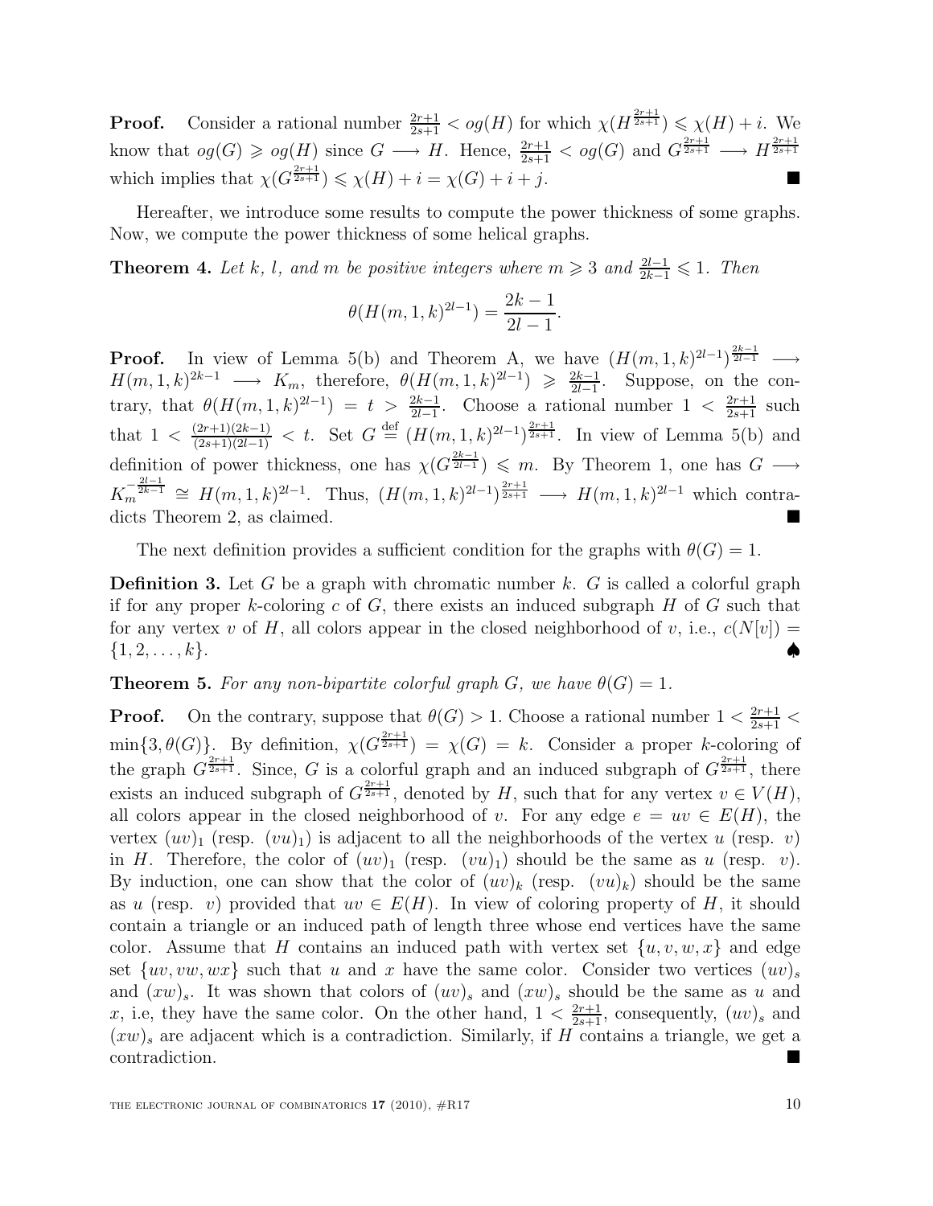**Proof.** Consider a rational number $\frac{2r+1}{2s+1} < og(H)$ for which $\chi(H^{\frac{2r+1}{2s+1}}) \leqslant \chi(H) + i$. We know that $og(G) \geqslant og(H)$ since $G \longrightarrow H$. Hence, $\frac{2r+1}{2s+1} < og(G)$ and $G^{\frac{2r+1}{2s+1}} \longrightarrow H^{\frac{2r+1}{2s+1}}$ which implies that $\chi(G^{\frac{2r+1}{2s+1}}) \leqslant \chi(H) + i = \chi(G) + i + j$. ∎

Hereafter, we introduce some results to compute the power thickness of some graphs. Now, we compute the power thickness of some helical graphs.

**Theorem 4.** *Let $k$, $l$, and $m$ be positive integers where $m \geqslant 3$ and $\frac{2l-1}{2k-1} \leqslant 1$. Then*

$$\theta(H(m,1,k)^{2l-1}) = \frac{2k-1}{2l-1}.$$

**Proof.** In view of Lemma 5(b) and Theorem A, we have $(H(m,1,k)^{2l-1})^{\frac{2k-1}{2l-1}} \longrightarrow H(m,1,k)^{2k-1} \longrightarrow K_m$, therefore, $\theta(H(m,1,k)^{2l-1}) \geqslant \frac{2k-1}{2l-1}$. Suppose, on the contrary, that $\theta(H(m,1,k)^{2l-1}) = t > \frac{2k-1}{2l-1}$. Choose a rational number $1 < \frac{2r+1}{2s+1}$ such that $1 < \frac{(2r+1)(2k-1)}{(2s+1)(2l-1)} < t$. Set $G \overset{\text{def}}{=} (H(m,1,k)^{2l-1})^{\frac{2r+1}{2s+1}}$. In view of Lemma 5(b) and definition of power thickness, one has $\chi(G^{\frac{2k-1}{2l-1}}) \leqslant m$. By Theorem 1, one has $G \longrightarrow K_m^{-\frac{2l-1}{2k-1}} \cong H(m,1,k)^{2l-1}$. Thus, $(H(m,1,k)^{2l-1})^{\frac{2r+1}{2s+1}} \longrightarrow H(m,1,k)^{2l-1}$ which contradicts Theorem 2, as claimed. ∎

The next definition provides a sufficient condition for the graphs with $\theta(G) = 1$.

**Definition 3.** Let $G$ be a graph with chromatic number $k$. $G$ is called a colorful graph if for any proper $k$-coloring $c$ of $G$, there exists an induced subgraph $H$ of $G$ such that for any vertex $v$ of $H$, all colors appear in the closed neighborhood of $v$, i.e., $c(N[v]) = \{1, 2, \ldots, k\}$. ♠

**Theorem 5.** *For any non-bipartite colorful graph $G$, we have $\theta(G) = 1$.*

**Proof.** On the contrary, suppose that $\theta(G) > 1$. Choose a rational number $1 < \frac{2r+1}{2s+1} < \min\{3, \theta(G)\}$. By definition, $\chi(G^{\frac{2r+1}{2s+1}}) = \chi(G) = k$. Consider a proper $k$-coloring of the graph $G^{\frac{2r+1}{2s+1}}$. Since, $G$ is a colorful graph and an induced subgraph of $G^{\frac{2r+1}{2s+1}}$, there exists an induced subgraph of $G^{\frac{2r+1}{2s+1}}$, denoted by $H$, such that for any vertex $v \in V(H)$, all colors appear in the closed neighborhood of $v$. For any edge $e = uv \in E(H)$, the vertex $(uv)_1$ (resp. $(vu)_1$) is adjacent to all the neighborhoods of the vertex $u$ (resp. $v$) in $H$. Therefore, the color of $(uv)_1$ (resp. $(vu)_1$) should be the same as $u$ (resp. $v$). By induction, one can show that the color of $(uv)_k$ (resp. $(vu)_k$) should be the same as $u$ (resp. $v$) provided that $uv \in E(H)$. In view of coloring property of $H$, it should contain a triangle or an induced path of length three whose end vertices have the same color. Assume that $H$ contains an induced path with vertex set $\{u, v, w, x\}$ and edge set $\{uv, vw, wx\}$ such that $u$ and $x$ have the same color. Consider two vertices $(uv)_s$ and $(xw)_s$. It was shown that colors of $(uv)_s$ and $(xw)_s$ should be the same as $u$ and $x$, i.e, they have the same color. On the other hand, $1 < \frac{2r+1}{2s+1}$, consequently, $(uv)_s$ and $(xw)_s$ are adjacent which is a contradiction. Similarly, if $H$ contains a triangle, we get a contradiction. ∎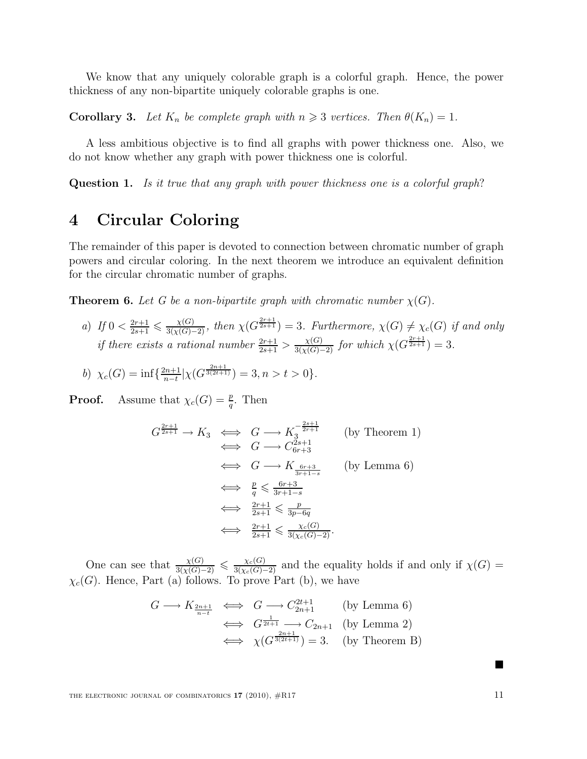We know that any uniquely colorable graph is a colorful graph. Hence, the power thickness of any non-bipartite uniquely colorable graphs is one.

**Corollary 3.** *Let $K_n$ be complete graph with $n \geqslant 3$ vertices. Then $\theta(K_n) = 1$.*

A less ambitious objective is to find all graphs with power thickness one. Also, we do not know whether any graph with power thickness one is colorful.

**Question 1.** *Is it true that any graph with power thickness one is a colorful graph?*

# 4 Circular Coloring

The remainder of this paper is devoted to connection between chromatic number of graph powers and circular coloring. In the next theorem we introduce an equivalent definition for the circular chromatic number of graphs.

**Theorem 6.** *Let $G$ be a non-bipartite graph with chromatic number $\chi(G)$.*

*a) If $0 < \frac{2r+1}{2s+1} \leqslant \frac{\chi(G)}{3(\chi(G)-2)}$, then $\chi(G^{\frac{2r+1}{2s+1}}) = 3$. Furthermore, $\chi(G) \neq \chi_c(G)$ if and only if there exists a rational number $\frac{2r+1}{2s+1} > \frac{\chi(G)}{3(\chi(G)-2)}$ for which $\chi(G^{\frac{2r+1}{2s+1}}) = 3$.*

*b) $\chi_c(G) = \inf\{\frac{2n+1}{n-t} | \chi(G^{\frac{2n+1}{3(2t+1)}}) = 3, n > t > 0\}$.*

**Proof.** Assume that $\chi_c(G) = \frac{p}{q}$. Then

$$
\begin{aligned}
G^{\frac{2r+1}{2s+1}} \to K_3 &\iff G \longrightarrow K_3^{-\frac{2s+1}{2r+1}} && \text{(by Theorem 1)} \\
&\iff G \longrightarrow C_{6r+3}^{2s+1} \\
&\iff G \longrightarrow K_{\frac{6r+3}{3r+1-s}} && \text{(by Lemma 6)} \\
&\iff \frac{p}{q} \leqslant \frac{6r+3}{3r+1-s} \\
&\iff \frac{2r+1}{2s+1} \leqslant \frac{p}{3p-6q} \\
&\iff \frac{2r+1}{2s+1} \leqslant \frac{\chi_c(G)}{3(\chi_c(G)-2)}.
\end{aligned}
$$

One can see that $\frac{\chi(G)}{3(\chi(G)-2)} \leqslant \frac{\chi_c(G)}{3(\chi_c(G)-2)}$ and the equality holds if and only if $\chi(G) = \chi_c(G)$. Hence, Part (a) follows. To prove Part (b), we have

$$
\begin{aligned}
G \longrightarrow K_{\frac{2n+1}{n-t}} &\iff G \longrightarrow C_{2n+1}^{2t+1} && \text{(by Lemma 6)} \\
&\iff G^{\frac{1}{2t+1}} \longrightarrow C_{2n+1} && \text{(by Lemma 2)} \\
&\iff \chi(G^{\frac{2n+1}{3(2t+1)}}) = 3. && \text{(by Theorem B)}
\end{aligned}
$$

■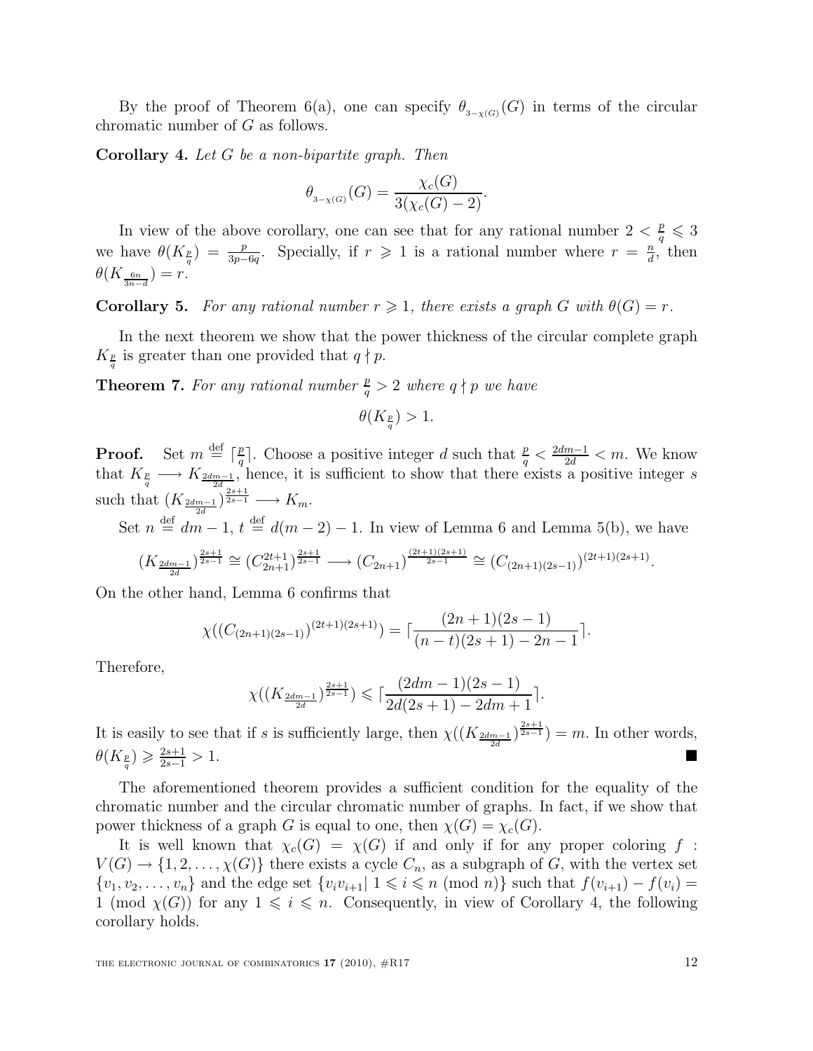By the proof of Theorem 6(a), one can specify $\theta_{_{3-\chi(G)}}(G)$ in terms of the circular chromatic number of $G$ as follows.

**Corollary 4.** *Let $G$ be a non-bipartite graph. Then*

$$\theta_{_{3-\chi(G)}}(G) = \frac{\chi_c(G)}{3(\chi_c(G)-2)}.$$

In view of the above corollary, one can see that for any rational number $2 < \frac{p}{q} \leqslant 3$ we have $\theta(K_{\frac{p}{q}}) = \frac{p}{3p-6q}$. Specially, if $r \geqslant 1$ is a rational number where $r = \frac{n}{d}$, then $\theta(K_{\frac{6n}{3n-d}}) = r$.

**Corollary 5.** *For any rational number $r \geqslant 1$, there exists a graph $G$ with $\theta(G) = r$.*

In the next theorem we show that the power thickness of the circular complete graph $K_{\frac{p}{q}}$ is greater than one provided that $q \nmid p$.

**Theorem 7.** *For any rational number $\frac{p}{q} > 2$ where $q \nmid p$ we have*

$$\theta(K_{\frac{p}{q}}) > 1.$$

**Proof.** Set $m \stackrel{\text{def}}{=} \lceil \frac{p}{q} \rceil$. Choose a positive integer $d$ such that $\frac{p}{q} < \frac{2dm-1}{2d} < m$. We know that $K_{\frac{p}{q}} \longrightarrow K_{\frac{2dm-1}{2d}}$, hence, it is sufficient to show that there exists a positive integer $s$ such that $(K_{\frac{2dm-1}{2d}})^{\frac{2s+1}{2s-1}} \longrightarrow K_m$.

Set $n \stackrel{\text{def}}{=} dm - 1$, $t \stackrel{\text{def}}{=} d(m-2) - 1$. In view of Lemma 6 and Lemma 5(b), we have

$$(K_{\frac{2dm-1}{2d}})^{\frac{2s+1}{2s-1}} \cong (C_{2n+1}^{2t+1})^{\frac{2s+1}{2s-1}} \longrightarrow (C_{2n+1})^{\frac{(2t+1)(2s+1)}{2s-1}} \cong (C_{(2n+1)(2s-1)})^{(2t+1)(2s+1)}.$$

On the other hand, Lemma 6 confirms that

$$\chi((C_{(2n+1)(2s-1)})^{(2t+1)(2s+1)}) = \lceil \frac{(2n+1)(2s-1)}{(n-t)(2s+1)-2n-1} \rceil.$$

Therefore,

$$\chi((K_{\frac{2dm-1}{2d}})^{\frac{2s+1}{2s-1}}) \leqslant \lceil \frac{(2dm-1)(2s-1)}{2d(2s+1)-2dm+1} \rceil.$$

It is easily to see that if $s$ is sufficiently large, then $\chi((K_{\frac{2dm-1}{2d}})^{\frac{2s+1}{2s-1}}) = m$. In other words, $\theta(K_{\frac{p}{q}}) \geqslant \frac{2s+1}{2s-1} > 1$. ■

The aforementioned theorem provides a sufficient condition for the equality of the chromatic number and the circular chromatic number of graphs. In fact, if we show that power thickness of a graph $G$ is equal to one, then $\chi(G) = \chi_c(G)$.

It is well known that $\chi_c(G) = \chi(G)$ if and only if for any proper coloring $f : V(G) \rightarrow \{1, 2, \ldots, \chi(G)\}$ there exists a cycle $C_n$, as a subgraph of $G$, with the vertex set $\{v_1, v_2, \ldots, v_n\}$ and the edge set $\{v_iv_{i+1} | \ 1 \leqslant i \leqslant n \pmod n\}$ such that $f(v_{i+1}) - f(v_i) = 1 \pmod{\chi(G)}$ for any $1 \leqslant i \leqslant n$. Consequently, in view of Corollary 4, the following corollary holds.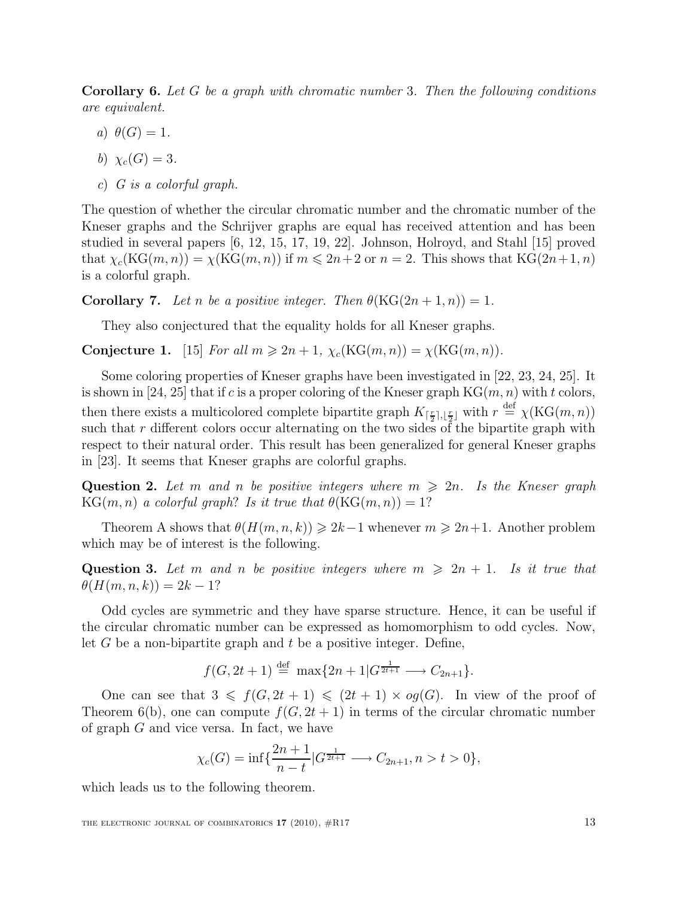**Corollary 6.** *Let $G$ be a graph with chromatic number 3. Then the following conditions are equivalent.*

*a)* $\theta(G) = 1$.

*b)* $\chi_c(G) = 3$.

*c)* *$G$ is a colorful graph.*

The question of whether the circular chromatic number and the chromatic number of the Kneser graphs and the Schrijver graphs are equal has received attention and has been studied in several papers [6, 12, 15, 17, 19, 22]. Johnson, Holroyd, and Stahl [15] proved that $\chi_c(\mathrm{KG}(m, n)) = \chi(\mathrm{KG}(m, n))$ if $m \leqslant 2n+2$ or $n = 2$. This shows that $\mathrm{KG}(2n+1, n)$ is a colorful graph.

**Corollary 7.** *Let $n$ be a positive integer. Then $\theta(\mathrm{KG}(2n + 1, n)) = 1$.*

They also conjectured that the equality holds for all Kneser graphs.

**Conjecture 1.** [15] *For all $m \geqslant 2n + 1$, $\chi_c(\mathrm{KG}(m, n)) = \chi(\mathrm{KG}(m, n))$.*

Some coloring properties of Kneser graphs have been investigated in [22, 23, 24, 25]. It is shown in [24, 25] that if $c$ is a proper coloring of the Kneser graph $\mathrm{KG}(m, n)$ with $t$ colors, then there exists a multicolored complete bipartite graph $K_{\lceil \frac{r}{2} \rceil, \lfloor \frac{r}{2} \rfloor}$ with $r \stackrel{\mathrm{def}}{=} \chi(\mathrm{KG}(m, n))$ such that $r$ different colors occur alternating on the two sides of the bipartite graph with respect to their natural order. This result has been generalized for general Kneser graphs in [23]. It seems that Kneser graphs are colorful graphs.

**Question 2.** *Let $m$ and $n$ be positive integers where $m \geqslant 2n$. Is the Kneser graph $\mathrm{KG}(m, n)$ a colorful graph? Is it true that $\theta(\mathrm{KG}(m, n)) = 1$?*

Theorem A shows that $\theta(H(m, n, k)) \geqslant 2k-1$ whenever $m \geqslant 2n+1$. Another problem which may be of interest is the following.

**Question 3.** *Let $m$ and $n$ be positive integers where $m \geqslant 2n + 1$. Is it true that $\theta(H(m, n, k)) = 2k - 1$?*

Odd cycles are symmetric and they have sparse structure. Hence, it can be useful if the circular chromatic number can be expressed as homomorphism to odd cycles. Now, let $G$ be a non-bipartite graph and $t$ be a positive integer. Define,

$$f(G, 2t + 1) \stackrel{\mathrm{def}}{=} \max\{2n + 1 | G^{\frac{1}{2t+1}} \longrightarrow C_{2n+1}\}.$$

One can see that $3 \leqslant f(G, 2t + 1) \leqslant (2t + 1) \times og(G)$. In view of the proof of Theorem 6(b), one can compute $f(G, 2t + 1)$ in terms of the circular chromatic number of graph $G$ and vice versa. In fact, we have

$$\chi_c(G) = \inf\{\frac{2n + 1}{n - t} | G^{\frac{1}{2t+1}} \longrightarrow C_{2n+1}, n > t > 0\},$$

which leads us to the following theorem.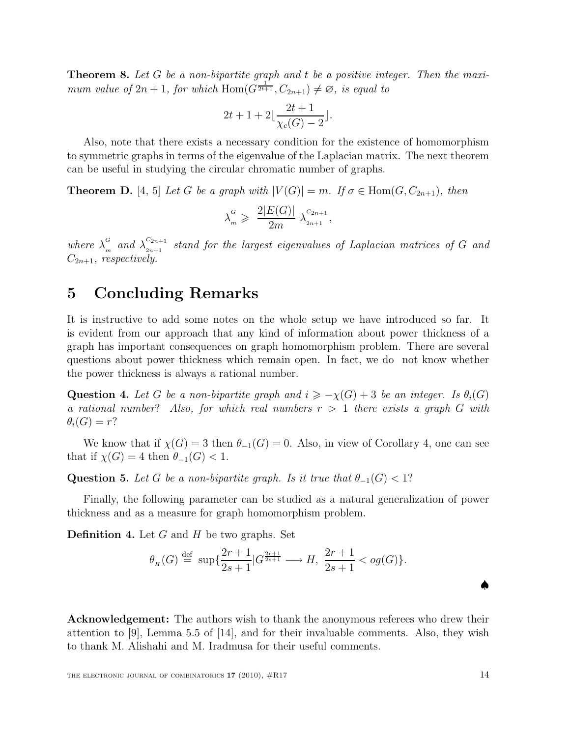**Theorem 8.** *Let $G$ be a non-bipartite graph and $t$ be a positive integer. Then the maximum value of $2n+1$, for which $\mathrm{Hom}(G^{\frac{1}{2t+1}}, C_{2n+1}) \neq \varnothing$, is equal to*

$$2t+1+2\lfloor \frac{2t+1}{\chi_c(G)-2} \rfloor.$$

Also, note that there exists a necessary condition for the existence of homomorphism to symmetric graphs in terms of the eigenvalue of the Laplacian matrix. The next theorem can be useful in studying the circular chromatic number of graphs.

**Theorem D.** [4, 5] *Let $G$ be a graph with $|V(G)| = m$. If $\sigma \in \mathrm{Hom}(G, C_{2n+1})$, then*

$$\lambda^{G}_{m} \geqslant \frac{2|E(G)|}{2m} \lambda^{C_{2n+1}}_{2n+1},$$

*where $\lambda^{G}_{m}$ and $\lambda^{C_{2n+1}}_{2n+1}$ stand for the largest eigenvalues of Laplacian matrices of $G$ and $C_{2n+1}$, respectively.*

# 5 Concluding Remarks

It is instructive to add some notes on the whole setup we have introduced so far. It is evident from our approach that any kind of information about power thickness of a graph has important consequences on graph homomorphism problem. There are several questions about power thickness which remain open. In fact, we do not know whether the power thickness is always a rational number.

**Question 4.** *Let $G$ be a non-bipartite graph and $i \geqslant -\chi(G)+3$ be an integer. Is $\theta_i(G)$ a rational number? Also, for which real numbers $r > 1$ there exists a graph $G$ with $\theta_i(G) = r$?*

We know that if $\chi(G) = 3$ then $\theta_{-1}(G) = 0$. Also, in view of Corollary 4, one can see that if $\chi(G) = 4$ then $\theta_{-1}(G) < 1$.

**Question 5.** *Let $G$ be a non-bipartite graph. Is it true that $\theta_{-1}(G) < 1$?*

Finally, the following parameter can be studied as a natural generalization of power thickness and as a measure for graph homomorphism problem.

**Definition 4.** Let $G$ and $H$ be two graphs. Set

$$\theta_{_H}(G) \stackrel{\mathrm{def}}{=} \sup\{\frac{2r+1}{2s+1} | G^{\frac{2r+1}{2s+1}} \longrightarrow H, \ \frac{2r+1}{2s+1} < og(G)\}.$$

♠

**Acknowledgement:** The authors wish to thank the anonymous referees who drew their attention to [9], Lemma 5.5 of [14], and for their invaluable comments. Also, they wish to thank M. Alishahi and M. Iradmusa for their useful comments.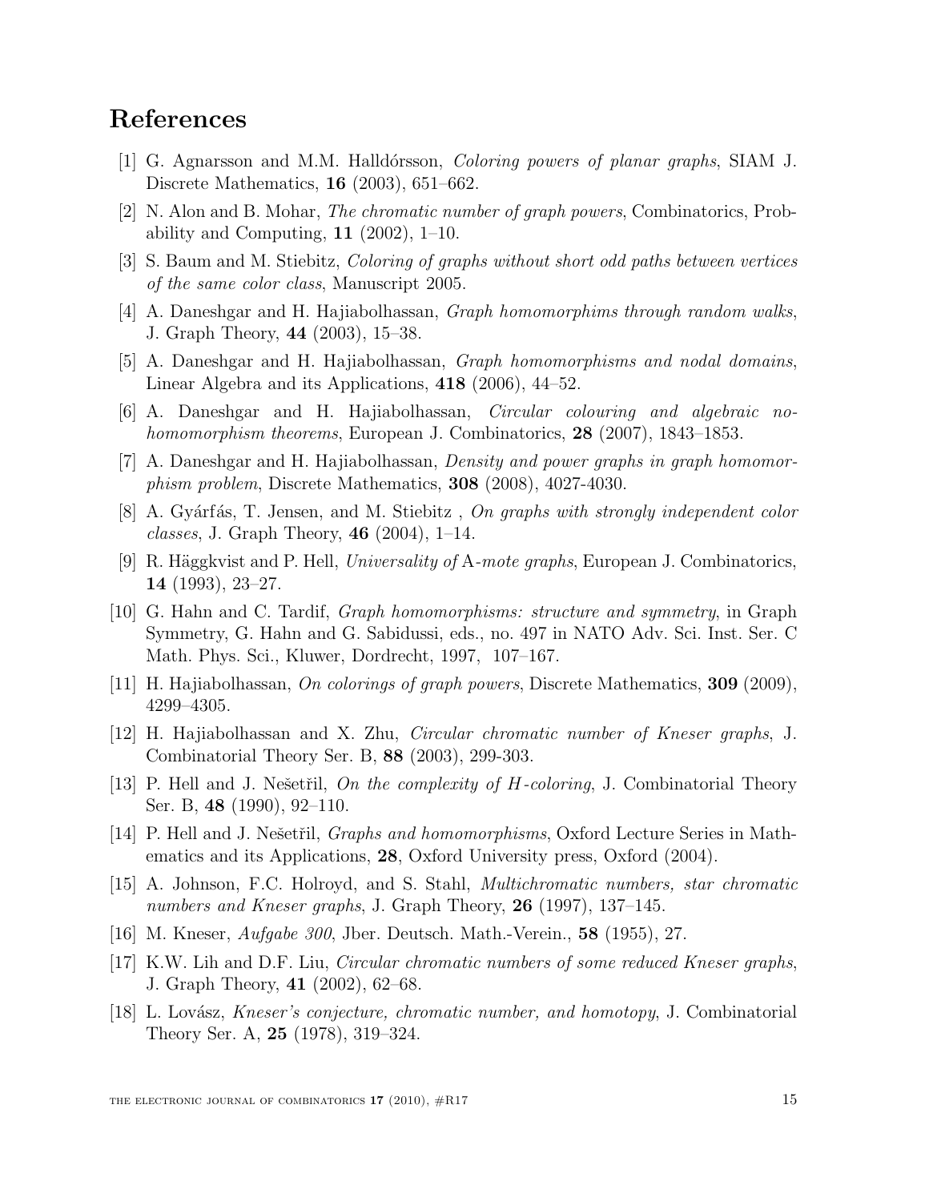## References

[1] G. Agnarsson and M.M. Halldórsson, *Coloring powers of planar graphs*, SIAM J. Discrete Mathematics, **16** (2003), 651–662.

[2] N. Alon and B. Mohar, *The chromatic number of graph powers*, Combinatorics, Probability and Computing, **11** (2002), 1–10.

[3] S. Baum and M. Stiebitz, *Coloring of graphs without short odd paths between vertices of the same color class*, Manuscript 2005.

[4] A. Daneshgar and H. Hajiabolhassan, *Graph homomorphims through random walks*, J. Graph Theory, **44** (2003), 15–38.

[5] A. Daneshgar and H. Hajiabolhassan, *Graph homomorphisms and nodal domains*, Linear Algebra and its Applications, **418** (2006), 44–52.

[6] A. Daneshgar and H. Hajiabolhassan, *Circular colouring and algebraic no-homomorphism theorems*, European J. Combinatorics, **28** (2007), 1843–1853.

[7] A. Daneshgar and H. Hajiabolhassan, *Density and power graphs in graph homomorphism problem*, Discrete Mathematics, **308** (2008), 4027-4030.

[8] A. Gyárfás, T. Jensen, and M. Stiebitz , *On graphs with strongly independent color classes*, J. Graph Theory, **46** (2004), 1–14.

[9] R. Häggkvist and P. Hell, *Universality of* A*-mote graphs*, European J. Combinatorics, **14** (1993), 23–27.

[10] G. Hahn and C. Tardif, *Graph homomorphisms: structure and symmetry*, in Graph Symmetry, G. Hahn and G. Sabidussi, eds., no. 497 in NATO Adv. Sci. Inst. Ser. C Math. Phys. Sci., Kluwer, Dordrecht, 1997, 107–167.

[11] H. Hajiabolhassan, *On colorings of graph powers*, Discrete Mathematics, **309** (2009), 4299–4305.

[12] H. Hajiabolhassan and X. Zhu, *Circular chromatic number of Kneser graphs*, J. Combinatorial Theory Ser. B, **88** (2003), 299-303.

[13] P. Hell and J. Nešetřil, *On the complexity of $H$-coloring*, J. Combinatorial Theory Ser. B, **48** (1990), 92–110.

[14] P. Hell and J. Nešetřil, *Graphs and homomorphisms*, Oxford Lecture Series in Mathematics and its Applications, **28**, Oxford University press, Oxford (2004).

[15] A. Johnson, F.C. Holroyd, and S. Stahl, *Multichromatic numbers, star chromatic numbers and Kneser graphs*, J. Graph Theory, **26** (1997), 137–145.

[16] M. Kneser, *Aufgabe 300*, Jber. Deutsch. Math.-Verein., **58** (1955), 27.

[17] K.W. Lih and D.F. Liu, *Circular chromatic numbers of some reduced Kneser graphs*, J. Graph Theory, **41** (2002), 62–68.

[18] L. Lovász, *Kneser's conjecture, chromatic number, and homotopy*, J. Combinatorial Theory Ser. A, **25** (1978), 319–324.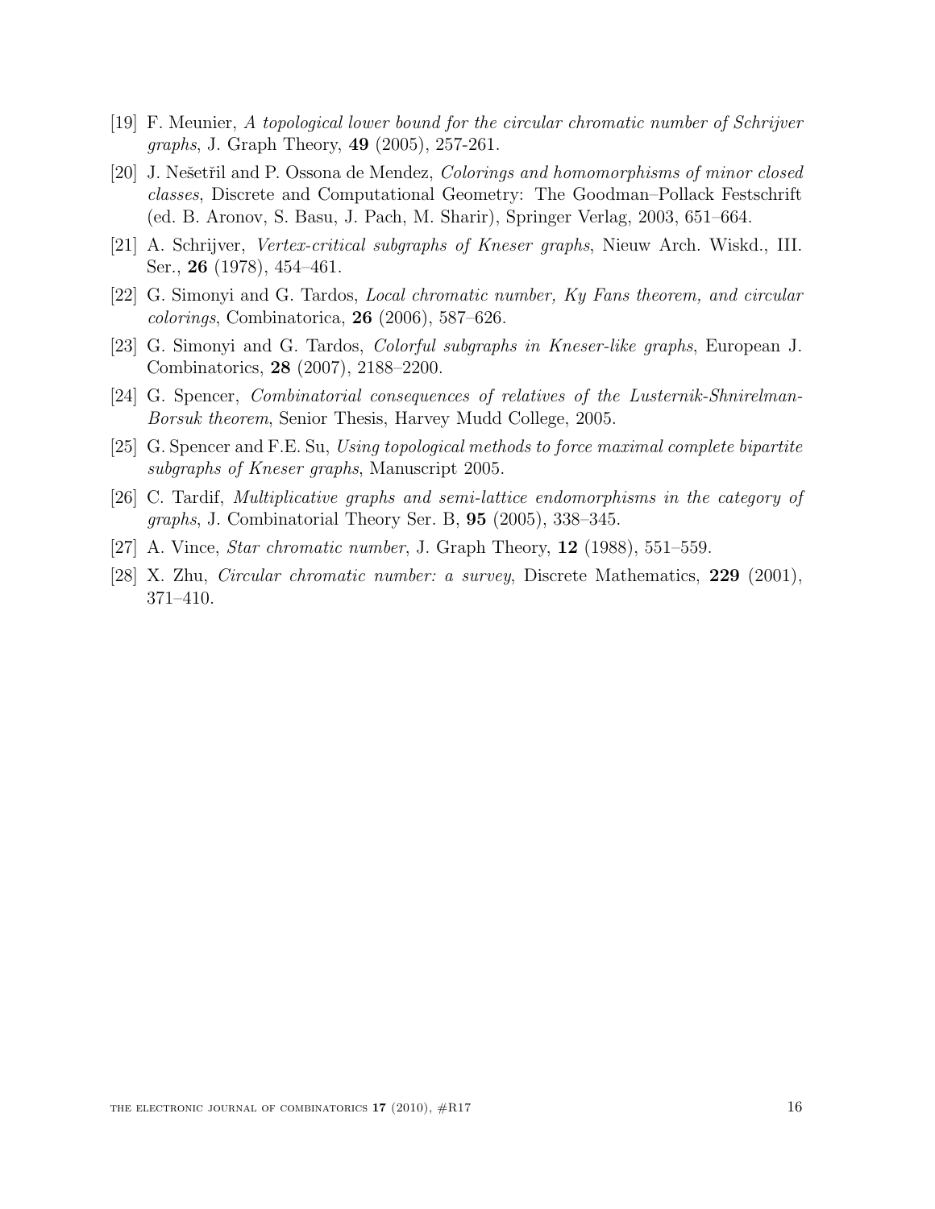[19] F. Meunier, *A topological lower bound for the circular chromatic number of Schrijver graphs*, J. Graph Theory, **49** (2005), 257-261.

[20] J. Nešetřil and P. Ossona de Mendez, *Colorings and homomorphisms of minor closed classes*, Discrete and Computational Geometry: The Goodman–Pollack Festschrift (ed. B. Aronov, S. Basu, J. Pach, M. Sharir), Springer Verlag, 2003, 651–664.

[21] A. Schrijver, *Vertex-critical subgraphs of Kneser graphs*, Nieuw Arch. Wiskd., III. Ser., **26** (1978), 454–461.

[22] G. Simonyi and G. Tardos, *Local chromatic number, Ky Fans theorem, and circular colorings*, Combinatorica, **26** (2006), 587–626.

[23] G. Simonyi and G. Tardos, *Colorful subgraphs in Kneser-like graphs*, European J. Combinatorics, **28** (2007), 2188–2200.

[24] G. Spencer, *Combinatorial consequences of relatives of the Lusternik-Shnirelman-Borsuk theorem*, Senior Thesis, Harvey Mudd College, 2005.

[25] G. Spencer and F.E. Su, *Using topological methods to force maximal complete bipartite subgraphs of Kneser graphs*, Manuscript 2005.

[26] C. Tardif, *Multiplicative graphs and semi-lattice endomorphisms in the category of graphs*, J. Combinatorial Theory Ser. B, **95** (2005), 338–345.

[27] A. Vince, *Star chromatic number*, J. Graph Theory, **12** (1988), 551–559.

[28] X. Zhu, *Circular chromatic number: a survey*, Discrete Mathematics, **229** (2001), 371–410.